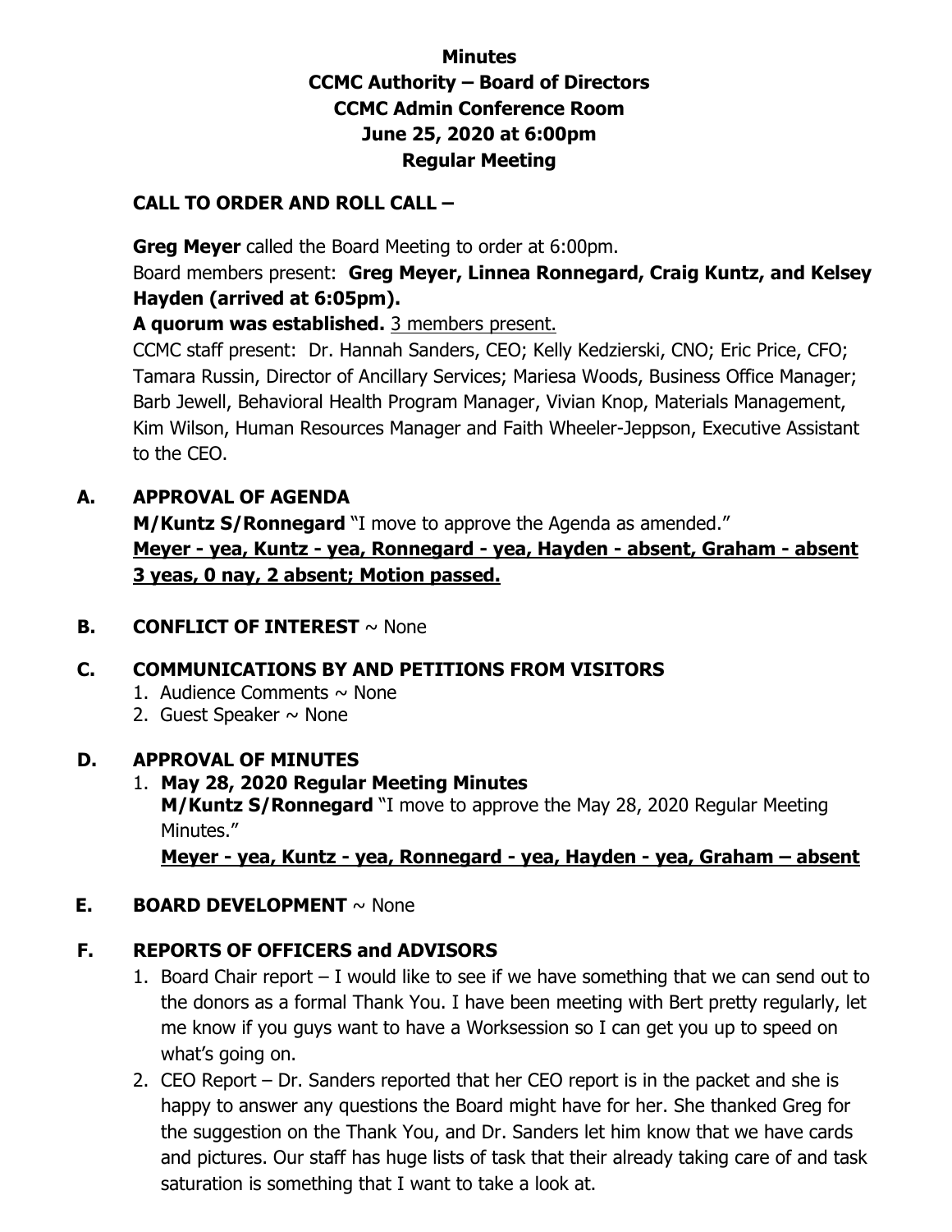**Minutes**
**CCMC Authority – Board of Directors**
**CCMC Admin Conference Room**
**June 25, 2020 at 6:00pm**
**Regular Meeting**

## CALL TO ORDER AND ROLL CALL –

**Greg Meyer** called the Board Meeting to order at 6:00pm.
Board members present: **Greg Meyer, Linnea Ronnegard, Craig Kuntz, and Kelsey Hayden (arrived at 6:05pm).**
**A quorum was established.** 3 members present.
CCMC staff present: Dr. Hannah Sanders, CEO; Kelly Kedzierski, CNO; Eric Price, CFO; Tamara Russin, Director of Ancillary Services; Mariesa Woods, Business Office Manager; Barb Jewell, Behavioral Health Program Manager, Vivian Knop, Materials Management, Kim Wilson, Human Resources Manager and Faith Wheeler-Jeppson, Executive Assistant to the CEO.

## A. APPROVAL OF AGENDA

**M/Kuntz S/Ronnegard** "I move to approve the Agenda as amended."
**Meyer - yea, Kuntz - yea, Ronnegard - yea, Hayden - absent, Graham - absent**
**3 yeas, 0 nay, 2 absent; Motion passed.**

## B. CONFLICT OF INTEREST ~ None

## C. COMMUNICATIONS BY AND PETITIONS FROM VISITORS

1. Audience Comments ~ None
2. Guest Speaker ~ None

## D. APPROVAL OF MINUTES

1. **May 28, 2020 Regular Meeting Minutes**
   **M/Kuntz S/Ronnegard** "I move to approve the May 28, 2020 Regular Meeting Minutes."
   **Meyer - yea, Kuntz - yea, Ronnegard - yea, Hayden - yea, Graham – absent**

## E. BOARD DEVELOPMENT ~ None

## F. REPORTS OF OFFICERS and ADVISORS

1. Board Chair report – I would like to see if we have something that we can send out to the donors as a formal Thank You. I have been meeting with Bert pretty regularly, let me know if you guys want to have a Worksession so I can get you up to speed on what's going on.
2. CEO Report – Dr. Sanders reported that her CEO report is in the packet and she is happy to answer any questions the Board might have for her. She thanked Greg for the suggestion on the Thank You, and Dr. Sanders let him know that we have cards and pictures. Our staff has huge lists of task that their already taking care of and task saturation is something that I want to take a look at.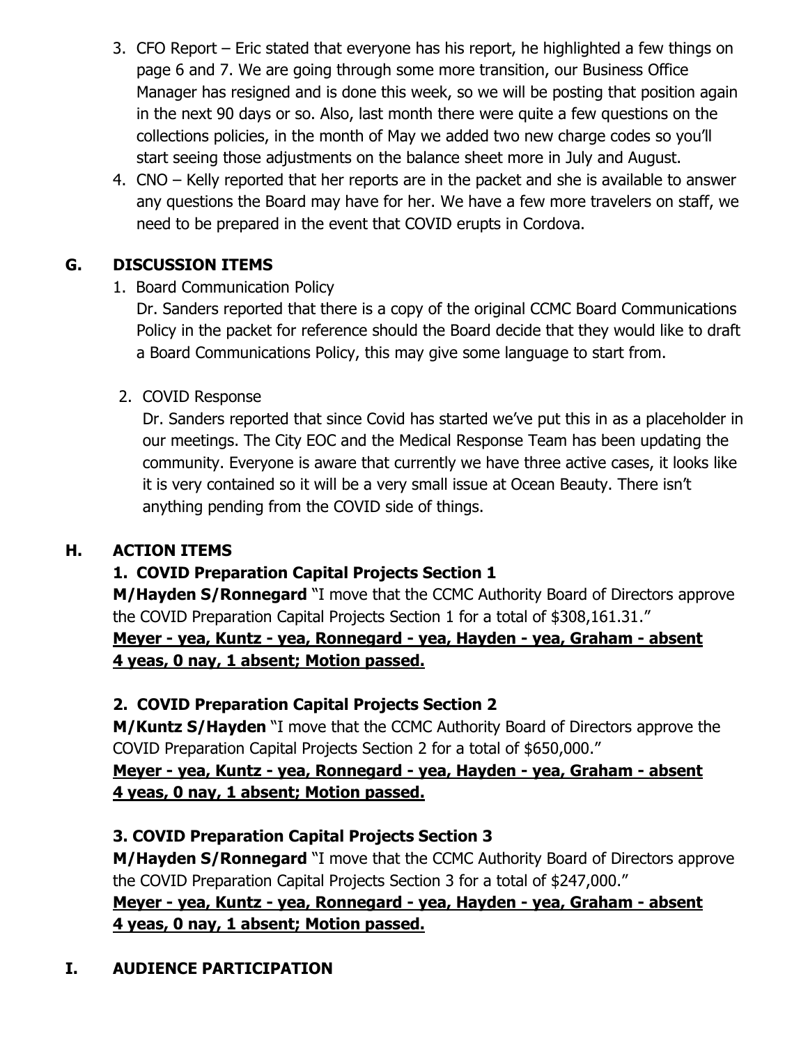3. CFO Report – Eric stated that everyone has his report, he highlighted a few things on page 6 and 7. We are going through some more transition, our Business Office Manager has resigned and is done this week, so we will be posting that position again in the next 90 days or so. Also, last month there were quite a few questions on the collections policies, in the month of May we added two new charge codes so you'll start seeing those adjustments on the balance sheet more in July and August.
4. CNO – Kelly reported that her reports are in the packet and she is available to answer any questions the Board may have for her. We have a few more travelers on staff, we need to be prepared in the event that COVID erupts in Cordova.

## G. DISCUSSION ITEMS

1. Board Communication Policy

   Dr. Sanders reported that there is a copy of the original CCMC Board Communications Policy in the packet for reference should the Board decide that they would like to draft a Board Communications Policy, this may give some language to start from.

2. COVID Response

   Dr. Sanders reported that since Covid has started we've put this in as a placeholder in our meetings. The City EOC and the Medical Response Team has been updating the community. Everyone is aware that currently we have three active cases, it looks like it is very contained so it will be a very small issue at Ocean Beauty. There isn't anything pending from the COVID side of things.

## H. ACTION ITEMS

### 1. COVID Preparation Capital Projects Section 1

**M/Hayden S/Ronnegard** "I move that the CCMC Authority Board of Directors approve the COVID Preparation Capital Projects Section 1 for a total of $308,161.31."

**Meyer - yea, Kuntz - yea, Ronnegard - yea, Hayden - yea, Graham - absent**
**4 yeas, 0 nay, 1 absent; Motion passed.**

### 2. COVID Preparation Capital Projects Section 2

**M/Kuntz S/Hayden** "I move that the CCMC Authority Board of Directors approve the COVID Preparation Capital Projects Section 2 for a total of $650,000."

**Meyer - yea, Kuntz - yea, Ronnegard - yea, Hayden - yea, Graham - absent**
**4 yeas, 0 nay, 1 absent; Motion passed.**

### 3. COVID Preparation Capital Projects Section 3

**M/Hayden S/Ronnegard** "I move that the CCMC Authority Board of Directors approve the COVID Preparation Capital Projects Section 3 for a total of $247,000."

**Meyer - yea, Kuntz - yea, Ronnegard - yea, Hayden - yea, Graham - absent**
**4 yeas, 0 nay, 1 absent; Motion passed.**

## I. AUDIENCE PARTICIPATION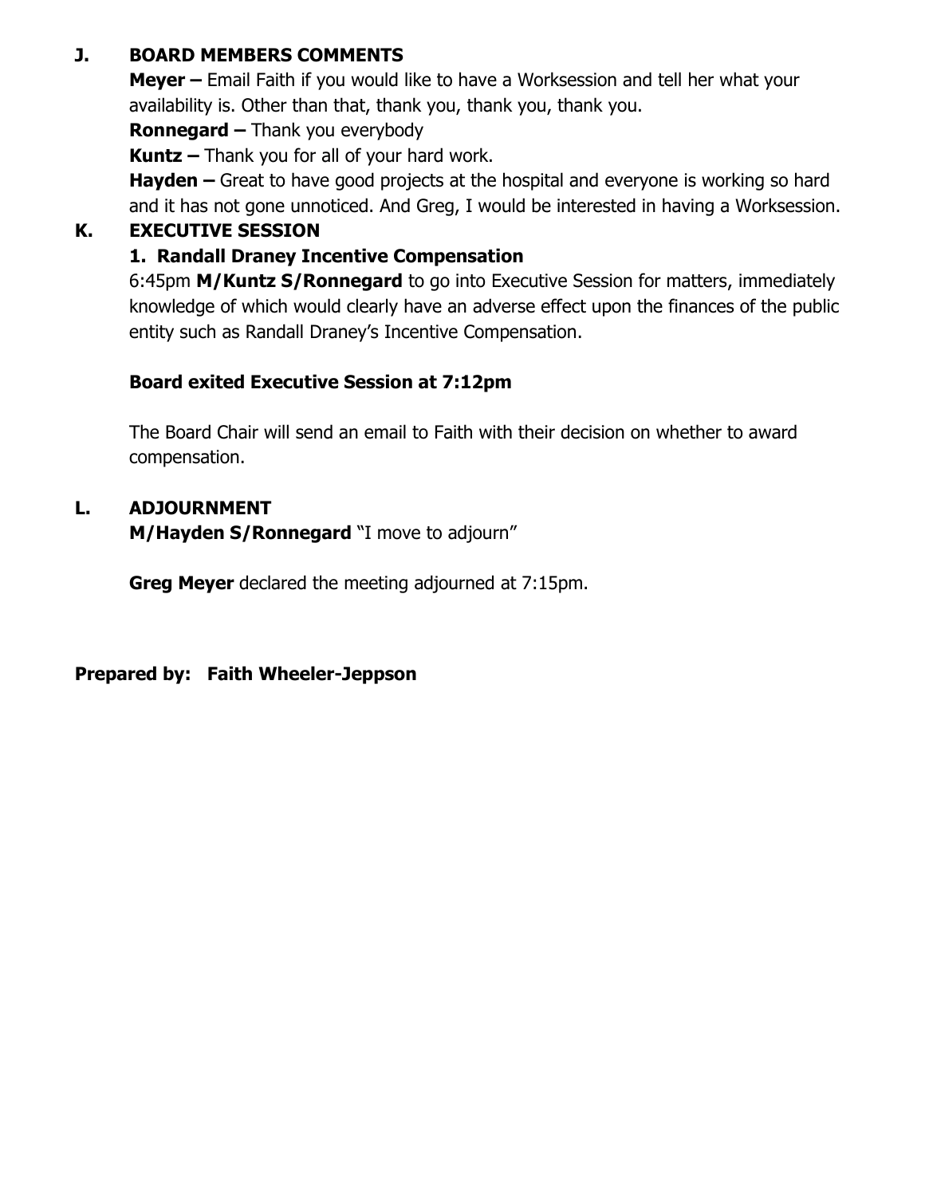## J. BOARD MEMBERS COMMENTS

**Meyer –** Email Faith if you would like to have a Worksession and tell her what your availability is. Other than that, thank you, thank you, thank you.

**Ronnegard –** Thank you everybody

**Kuntz –** Thank you for all of your hard work.

**Hayden –** Great to have good projects at the hospital and everyone is working so hard and it has not gone unnoticed. And Greg, I would be interested in having a Worksession.

## K. EXECUTIVE SESSION

### 1. Randall Draney Incentive Compensation

6:45pm **M/Kuntz S/Ronnegard** to go into Executive Session for matters, immediately knowledge of which would clearly have an adverse effect upon the finances of the public entity such as Randall Draney's Incentive Compensation.

**Board exited Executive Session at 7:12pm**

The Board Chair will send an email to Faith with their decision on whether to award compensation.

## L. ADJOURNMENT

**M/Hayden S/Ronnegard** "I move to adjourn"

**Greg Meyer** declared the meeting adjourned at 7:15pm.

**Prepared by: Faith Wheeler-Jeppson**